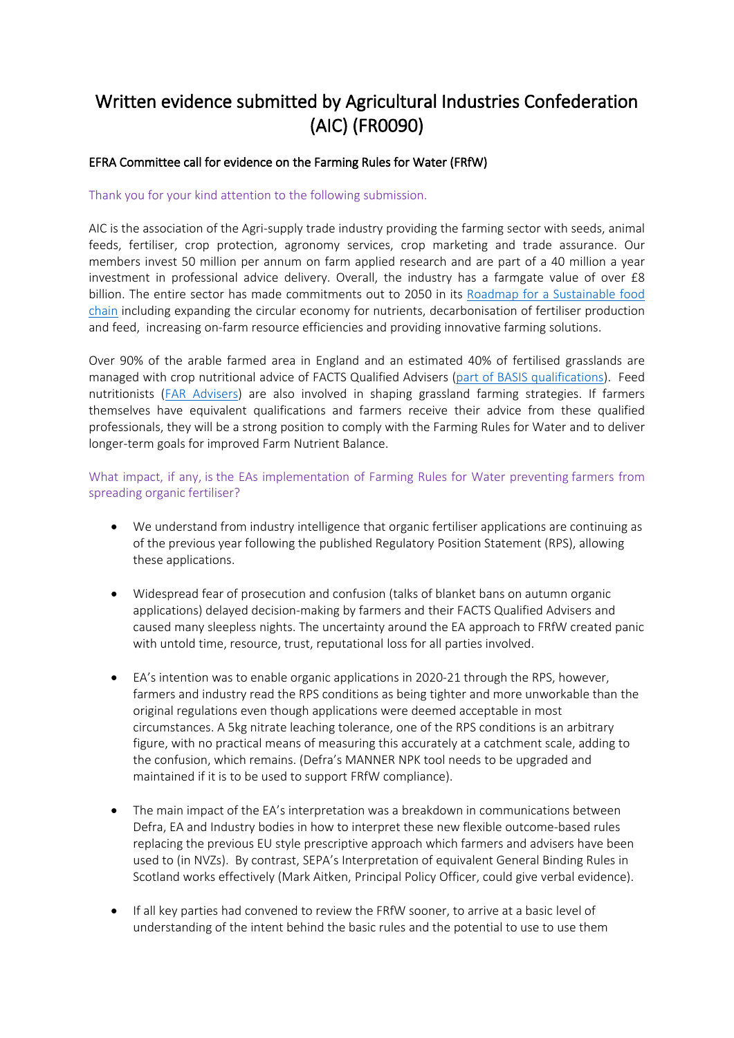# Written evidence submitted by Agricultural Industries Confederation (AIC) (FR0090)

### EFRA Committee call for evidence on the Farming Rules for Water (FRfW)

Thank you for your kind attention to the following submission.

AIC is the association of the Agri-supply trade industry providing the farming sector with seeds, animal feeds, fertiliser, crop protection, agronomy services, crop marketing and trade assurance. Our members invest 50 million per annum on farm applied research and are part of a 40 million a year investment in professional advice delivery. Overall, the industry has a farmgate value of over £8 billion. The entire sector has made commitments out to 2050 in its Roadmap for a Sustainable food chain including expanding the circular economy for nutrients, decarbonisation of fertiliser production and feed, increasing on-farm resource efficiencies and providing innovative farming solutions.

Over 90% of the arable farmed area in England and an estimated 40% of fertilised grasslands are managed with crop nutritional advice of FACTS Qualified Advisers (part of BASIS qualifications). Feed nutritionists (FAR Advisers) are also involved in shaping grassland farming strategies. If farmers themselves have equivalent qualifications and farmers receive their advice from these qualified professionals, they will be a strong position to comply with the Farming Rules for Water and to deliver longer-term goals for improved Farm Nutrient Balance.

What impact, if any, is the EAs implementation of Farming Rules for Water preventing farmers from spreading organic fertiliser?

- We understand from industry intelligence that organic fertiliser applications are continuing as of the previous year following the published Regulatory Position Statement (RPS), allowing these applications.

- Widespread fear of prosecution and confusion (talks of blanket bans on autumn organic applications) delayed decision-making by farmers and their FACTS Qualified Advisers and caused many sleepless nights. The uncertainty around the EA approach to FRfW created panic with untold time, resource, trust, reputational loss for all parties involved.

- EA's intention was to enable organic applications in 2020-21 through the RPS, however, farmers and industry read the RPS conditions as being tighter and more unworkable than the original regulations even though applications were deemed acceptable in most circumstances. A 5kg nitrate leaching tolerance, one of the RPS conditions is an arbitrary figure, with no practical means of measuring this accurately at a catchment scale, adding to the confusion, which remains. (Defra's MANNER NPK tool needs to be upgraded and maintained if it is to be used to support FRfW compliance).

- The main impact of the EA's interpretation was a breakdown in communications between Defra, EA and Industry bodies in how to interpret these new flexible outcome-based rules replacing the previous EU style prescriptive approach which farmers and advisers have been used to (in NVZs). By contrast, SEPA's Interpretation of equivalent General Binding Rules in Scotland works effectively (Mark Aitken, Principal Policy Officer, could give verbal evidence).

- If all key parties had convened to review the FRfW sooner, to arrive at a basic level of understanding of the intent behind the basic rules and the potential to use to use them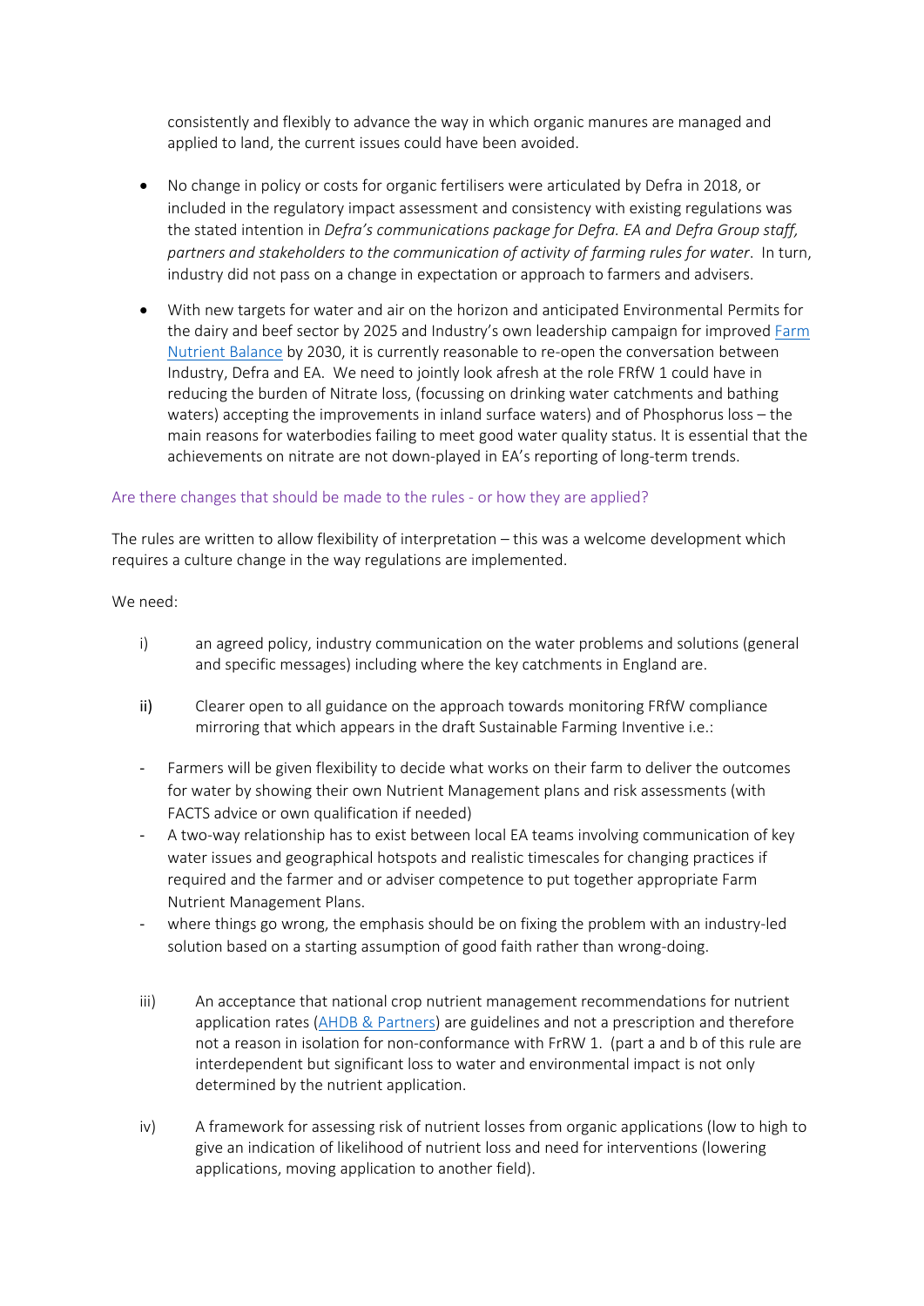consistently and flexibly to advance the way in which organic manures are managed and applied to land, the current issues could have been avoided.

- No change in policy or costs for organic fertilisers were articulated by Defra in 2018, or included in the regulatory impact assessment and consistency with existing regulations was the stated intention in *Defra's communications package for Defra. EA and Defra Group staff, partners and stakeholders to the communication of activity of farming rules for water*. In turn, industry did not pass on a change in expectation or approach to farmers and advisers.

- With new targets for water and air on the horizon and anticipated Environmental Permits for the dairy and beef sector by 2025 and Industry's own leadership campaign for improved Farm Nutrient Balance by 2030, it is currently reasonable to re-open the conversation between Industry, Defra and EA. We need to jointly look afresh at the role FRfW 1 could have in reducing the burden of Nitrate loss, (focussing on drinking water catchments and bathing waters) accepting the improvements in inland surface waters) and of Phosphorus loss – the main reasons for waterbodies failing to meet good water quality status. It is essential that the achievements on nitrate are not down-played in EA's reporting of long-term trends.

### Are there changes that should be made to the rules - or how they are applied?

The rules are written to allow flexibility of interpretation – this was a welcome development which requires a culture change in the way regulations are implemented.

We need:

i) an agreed policy, industry communication on the water problems and solutions (general and specific messages) including where the key catchments in England are.

ii) Clearer open to all guidance on the approach towards monitoring FRfW compliance mirroring that which appears in the draft Sustainable Farming Inventive i.e.:

- Farmers will be given flexibility to decide what works on their farm to deliver the outcomes for water by showing their own Nutrient Management plans and risk assessments (with FACTS advice or own qualification if needed)
- A two-way relationship has to exist between local EA teams involving communication of key water issues and geographical hotspots and realistic timescales for changing practices if required and the farmer and or adviser competence to put together appropriate Farm Nutrient Management Plans.
- where things go wrong, the emphasis should be on fixing the problem with an industry-led solution based on a starting assumption of good faith rather than wrong-doing.

iii) An acceptance that national crop nutrient management recommendations for nutrient application rates (AHDB & Partners) are guidelines and not a prescription and therefore not a reason in isolation for non-conformance with FrRW 1. (part a and b of this rule are interdependent but significant loss to water and environmental impact is not only determined by the nutrient application.

iv) A framework for assessing risk of nutrient losses from organic applications (low to high to give an indication of likelihood of nutrient loss and need for interventions (lowering applications, moving application to another field).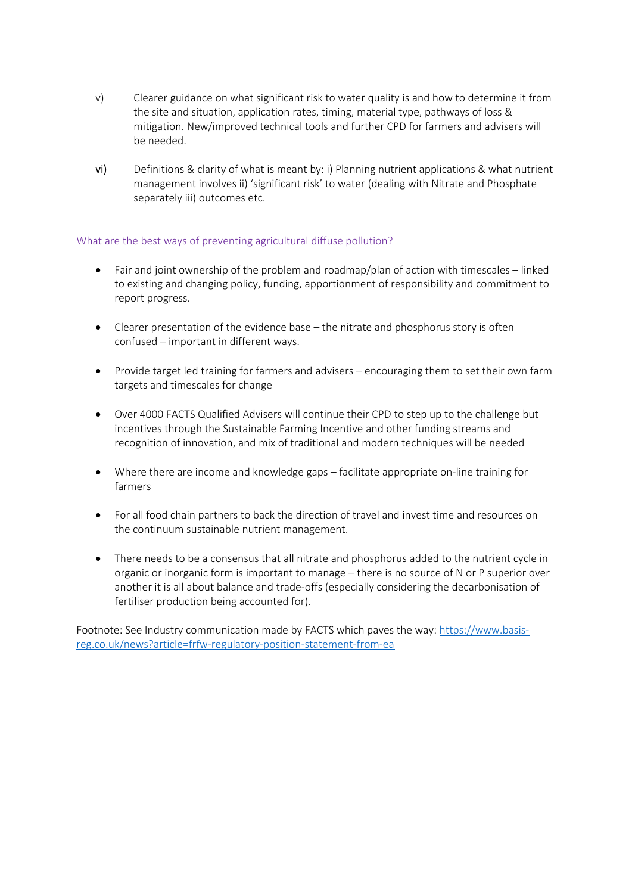v) Clearer guidance on what significant risk to water quality is and how to determine it from the site and situation, application rates, timing, material type, pathways of loss & mitigation. New/improved technical tools and further CPD for farmers and advisers will be needed.

vi) Definitions & clarity of what is meant by: i) Planning nutrient applications & what nutrient management involves ii) 'significant risk' to water (dealing with Nitrate and Phosphate separately iii) outcomes etc.

### What are the best ways of preventing agricultural diffuse pollution?

- Fair and joint ownership of the problem and roadmap/plan of action with timescales – linked to existing and changing policy, funding, apportionment of responsibility and commitment to report progress.
- Clearer presentation of the evidence base – the nitrate and phosphorus story is often confused – important in different ways.
- Provide target led training for farmers and advisers – encouraging them to set their own farm targets and timescales for change
- Over 4000 FACTS Qualified Advisers will continue their CPD to step up to the challenge but incentives through the Sustainable Farming Incentive and other funding streams and recognition of innovation, and mix of traditional and modern techniques will be needed
- Where there are income and knowledge gaps – facilitate appropriate on-line training for farmers
- For all food chain partners to back the direction of travel and invest time and resources on the continuum sustainable nutrient management.
- There needs to be a consensus that all nitrate and phosphorus added to the nutrient cycle in organic or inorganic form is important to manage – there is no source of N or P superior over another it is all about balance and trade-offs (especially considering the decarbonisation of fertiliser production being accounted for).

Footnote: See Industry communication made by FACTS which paves the way: [https://www.basis-reg.co.uk/news?article=frfw-regulatory-position-statement-from-ea](https://www.basis-reg.co.uk/news?article=frfw-regulatory-position-statement-from-ea)